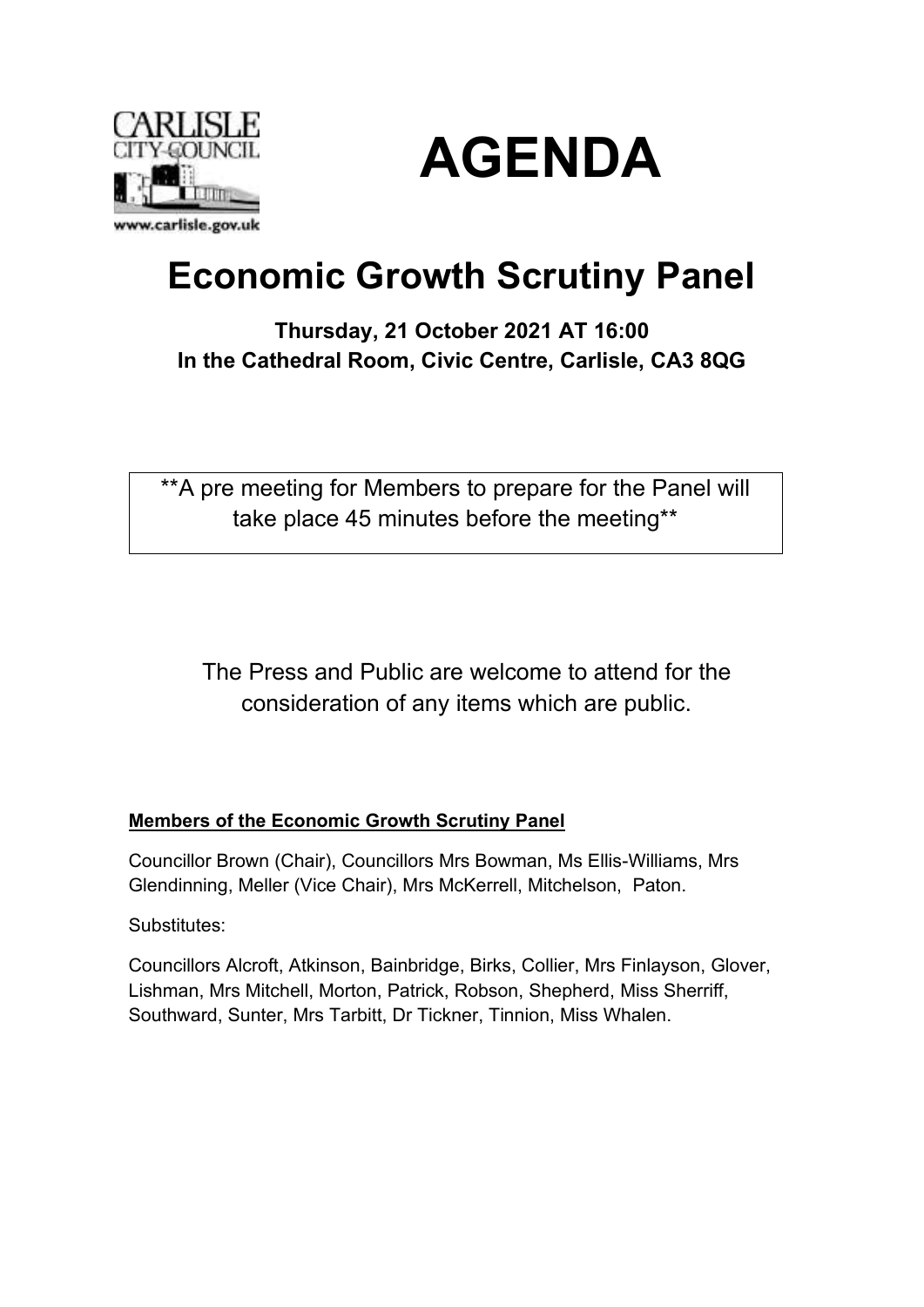# AGENDA

## Economic Growth Scrutiny Panel

**Thursday, 21 October 2021 AT 16:00**
**In the Cathedral Room, Civic Centre, Carlisle, CA3 8QG**

**A pre meeting for Members to prepare for the Panel will take place 45 minutes before the meeting**

The Press and Public are welcome to attend for the consideration of any items which are public.

**Members of the Economic Growth Scrutiny Panel**

Councillor Brown (Chair), Councillors Mrs Bowman, Ms Ellis-Williams, Mrs Glendinning, Meller (Vice Chair), Mrs McKerrell, Mitchelson, Paton.

Substitutes:

Councillors Alcroft, Atkinson, Bainbridge, Birks, Collier, Mrs Finlayson, Glover, Lishman, Mrs Mitchell, Morton, Patrick, Robson, Shepherd, Miss Sherriff, Southward, Sunter, Mrs Tarbitt, Dr Tickner, Tinnion, Miss Whalen.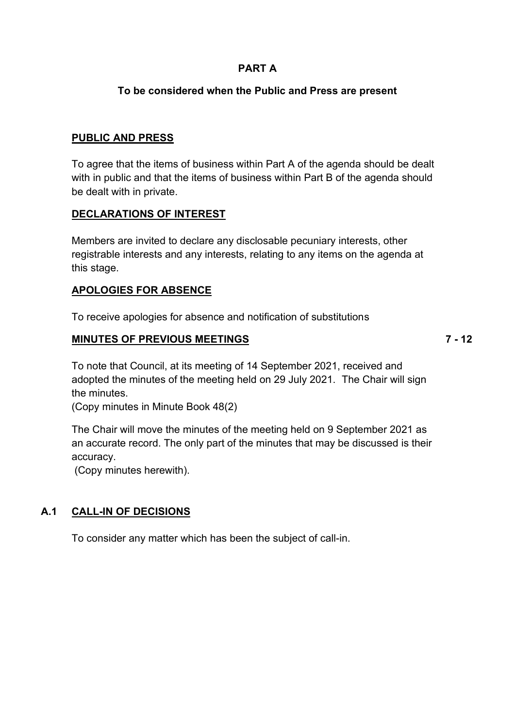## PART A

### To be considered when the Public and Press are present

**PUBLIC AND PRESS**

To agree that the items of business within Part A of the agenda should be dealt with in public and that the items of business within Part B of the agenda should be dealt with in private.

**DECLARATIONS OF INTEREST**

Members are invited to declare any disclosable pecuniary interests, other registrable interests and any interests, relating to any items on the agenda at this stage.

**APOLOGIES FOR ABSENCE**

To receive apologies for absence and notification of substitutions

**MINUTES OF PREVIOUS MEETINGS** **7 - 12**

To note that Council, at its meeting of 14 September 2021, received and adopted the minutes of the meeting held on 29 July 2021. The Chair will sign the minutes.
(Copy minutes in Minute Book 48(2)

The Chair will move the minutes of the meeting held on 9 September 2021 as an accurate record. The only part of the minutes that may be discussed is their accuracy.
(Copy minutes herewith).

**A.1 CALL-IN OF DECISIONS**

To consider any matter which has been the subject of call-in.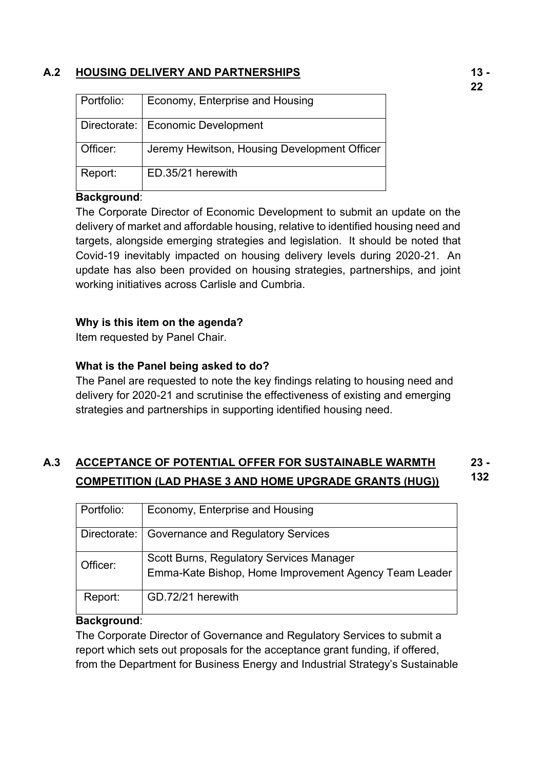## A.2 HOUSING DELIVERY AND PARTNERSHIPS

**13 - 22**

| Portfolio: | Economy, Enterprise and Housing |
|---|---|
| Directorate: | Economic Development |
| Officer: | Jeremy Hewitson, Housing Development Officer |
| Report: | ED.35/21 herewith |

**Background**:

The Corporate Director of Economic Development to submit an update on the delivery of market and affordable housing, relative to identified housing need and targets, alongside emerging strategies and legislation. It should be noted that Covid-19 inevitably impacted on housing delivery levels during 2020-21. An update has also been provided on housing strategies, partnerships, and joint working initiatives across Carlisle and Cumbria.

**Why is this item on the agenda?**

Item requested by Panel Chair.

**What is the Panel being asked to do?**

The Panel are requested to note the key findings relating to housing need and delivery for 2020-21 and scrutinise the effectiveness of existing and emerging strategies and partnerships in supporting identified housing need.

## A.3 ACCEPTANCE OF POTENTIAL OFFER FOR SUSTAINABLE WARMTH COMPETITION (LAD PHASE 3 AND HOME UPGRADE GRANTS (HUG))

**23 - 132**

| Portfolio: | Economy, Enterprise and Housing |
|---|---|
| Directorate: | Governance and Regulatory Services |
| Officer: | Scott Burns, Regulatory Services Manager<br>Emma-Kate Bishop, Home Improvement Agency Team Leader |
| Report: | GD.72/21 herewith |

**Background**:

The Corporate Director of Governance and Regulatory Services to submit a report which sets out proposals for the acceptance grant funding, if offered, from the Department for Business Energy and Industrial Strategy's Sustainable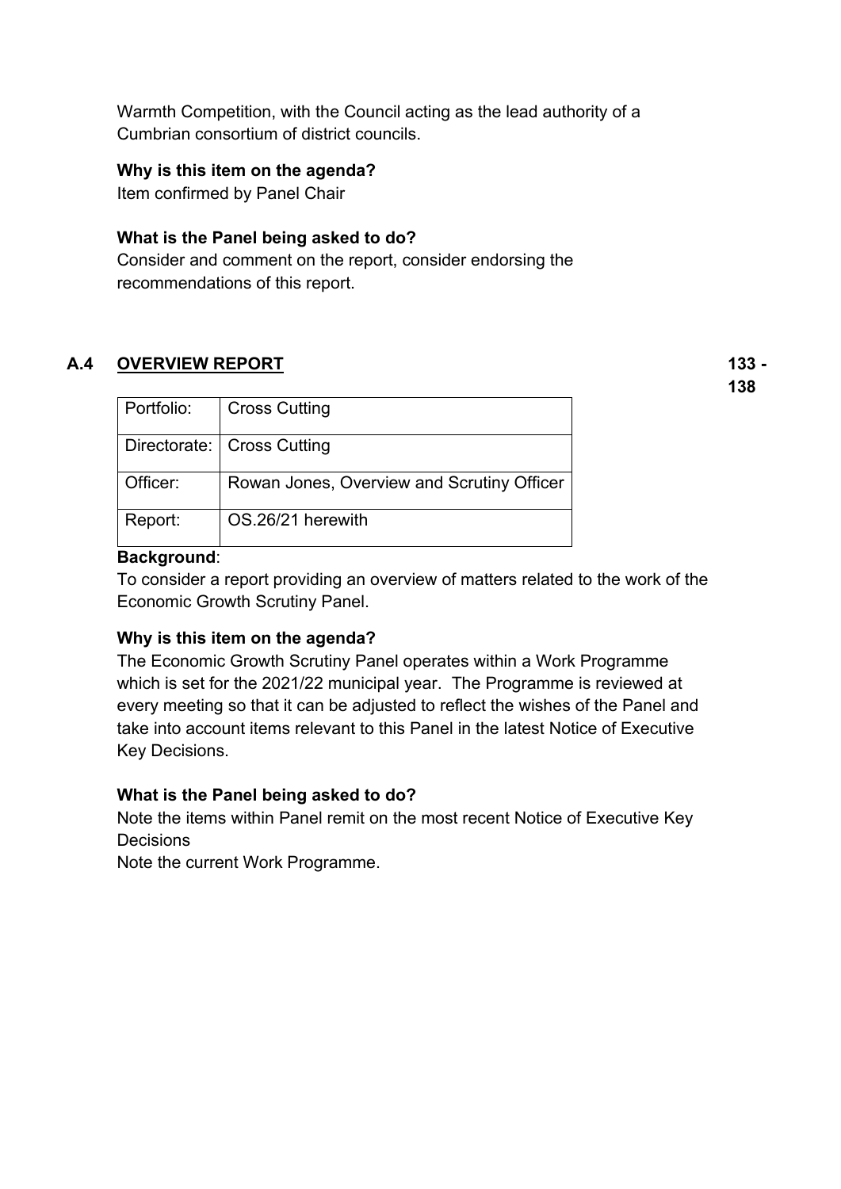Warmth Competition, with the Council acting as the lead authority of a Cumbrian consortium of district councils.

**Why is this item on the agenda?**
Item confirmed by Panel Chair

**What is the Panel being asked to do?**
Consider and comment on the report, consider endorsing the recommendations of this report.

## A.4 OVERVIEW REPORT 133 - 138

| Portfolio: | Cross Cutting |
|---|---|
| Directorate: | Cross Cutting |
| Officer: | Rowan Jones, Overview and Scrutiny Officer |
| Report: | OS.26/21 herewith |

**Background**:
To consider a report providing an overview of matters related to the work of the Economic Growth Scrutiny Panel.

**Why is this item on the agenda?**
The Economic Growth Scrutiny Panel operates within a Work Programme which is set for the 2021/22 municipal year. The Programme is reviewed at every meeting so that it can be adjusted to reflect the wishes of the Panel and take into account items relevant to this Panel in the latest Notice of Executive Key Decisions.

**What is the Panel being asked to do?**
Note the items within Panel remit on the most recent Notice of Executive Key Decisions
Note the current Work Programme.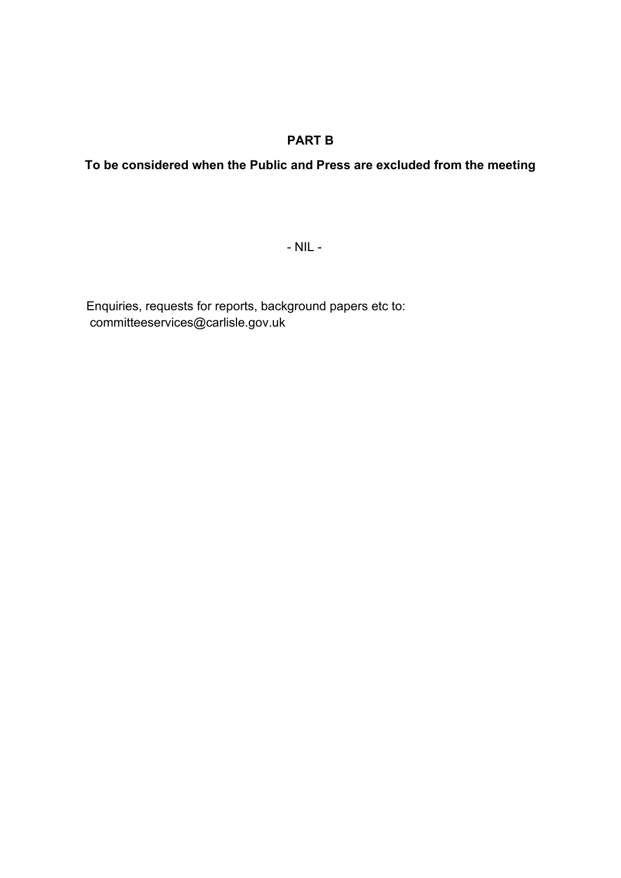**PART B**

**To be considered when the Public and Press are excluded from the meeting**

- NIL -

Enquiries, requests for reports, background papers etc to:
committeeservices@carlisle.gov.uk